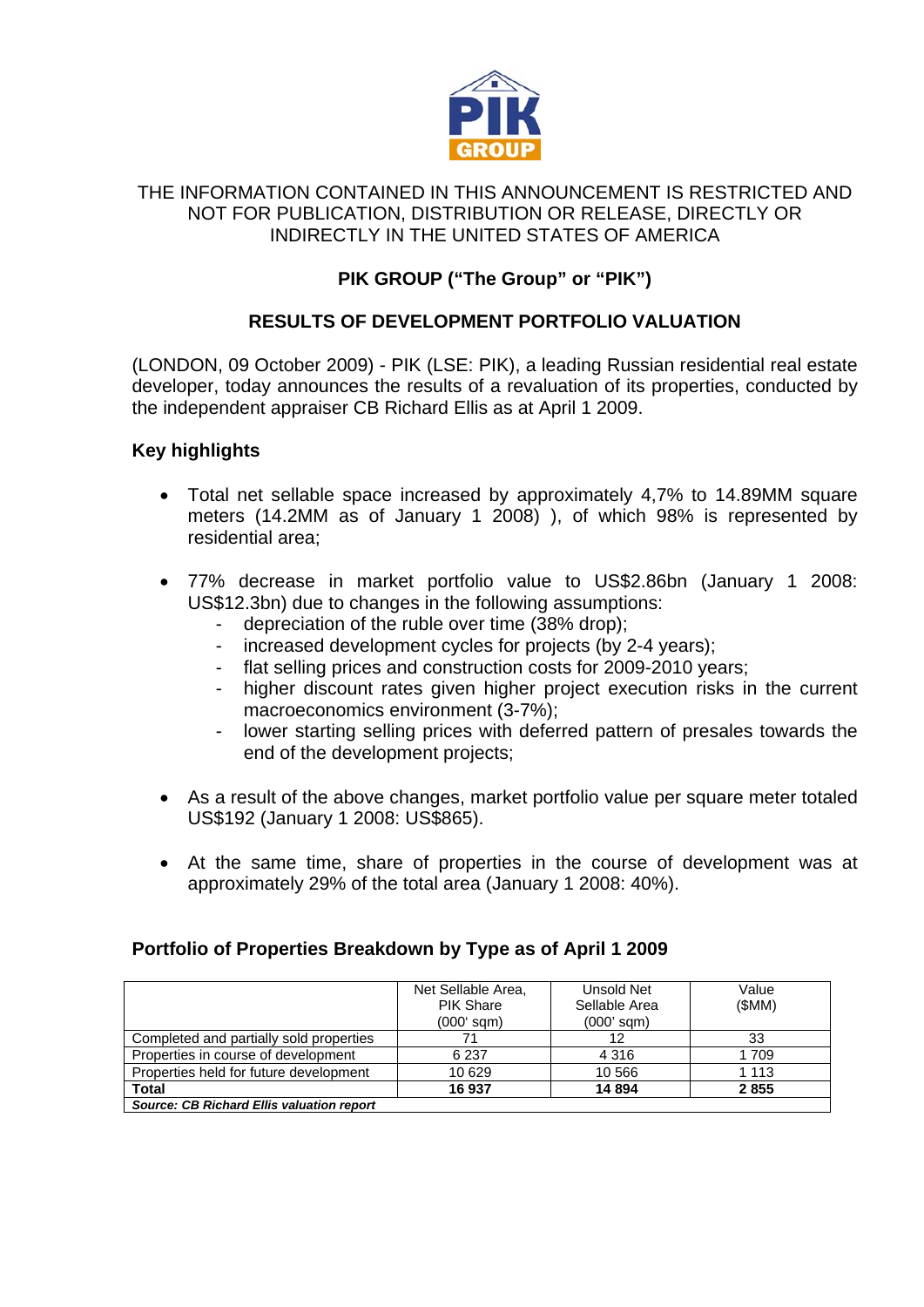THE INFORMATION CONTAINED IN THIS ANNOUNCEMENT IS RESTRICTED AND NOT FOR PUBLICATION, DISTRIBUTION OR RELEASE, DIRECTLY OR INDIRECTLY IN THE UNITED STATES OF AMERICA

**PIK GROUP ("The Group" or "PIK")**

**RESULTS OF DEVELOPMENT PORTFOLIO VALUATION**

(LONDON, 09 October 2009) - PIK (LSE: PIK), a leading Russian residential real estate developer, today announces the results of a revaluation of its properties, conducted by the independent appraiser CB Richard Ellis as at April 1 2009.

**Key highlights**

- Total net sellable space increased by approximately 4,7% to 14.89MM square meters (14.2MM as of January 1 2008) ), of which 98% is represented by residential area;
- 77% decrease in market portfolio value to US$2.86bn (January 1 2008: US$12.3bn) due to changes in the following assumptions:
  - depreciation of the ruble over time (38% drop);
  - increased development cycles for projects (by 2-4 years);
  - flat selling prices and construction costs for 2009-2010 years;
  - higher discount rates given higher project execution risks in the current macroeconomics environment (3-7%);
  - lower starting selling prices with deferred pattern of presales towards the end of the development projects;
- As a result of the above changes, market portfolio value per square meter totaled US$192 (January 1 2008: US$865).
- At the same time, share of properties in the course of development was at approximately 29% of the total area (January 1 2008: 40%).

**Portfolio of Properties Breakdown by Type as of April 1 2009**

| | Net Sellable Area, PIK Share (000' sqm) | Unsold Net Sellable Area (000' sqm) | Value ($MM) |
|---|---|---|---|
| Completed and partially sold properties | 71 | 12 | 33 |
| Properties in course of development | 6 237 | 4 316 | 1 709 |
| Properties held for future development | 10 629 | 10 566 | 1 113 |
| **Total** | **16 937** | **14 894** | **2 855** |
| ***Source: CB Richard Ellis valuation report*** | | | |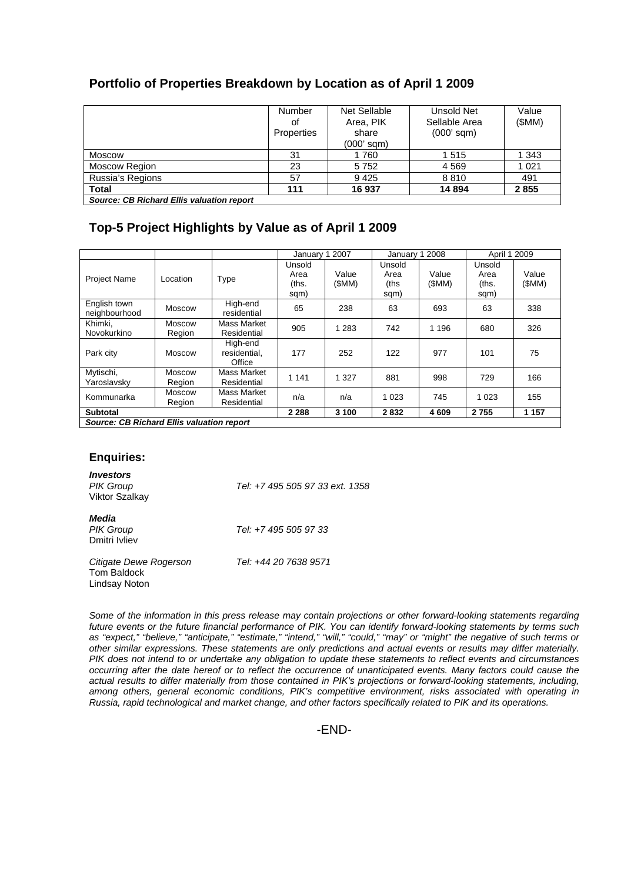## Portfolio of Properties Breakdown by Location as of April 1 2009

| | Number of Properties | Net Sellable Area, PIK share (000' sqm) | Unsold Net Sellable Area (000' sqm) | Value ($MM) |
|---|---|---|---|---|
| Moscow | 31 | 1 760 | 1 515 | 1 343 |
| Moscow Region | 23 | 5 752 | 4 569 | 1 021 |
| Russia's Regions | 57 | 9 425 | 8 810 | 491 |
| **Total** | **111** | **16 937** | **14 894** | **2 855** |
| ***Source: CB Richard Ellis valuation report*** | | | | |

## Top-5 Project Highlights by Value as of April 1 2009

| | | | January 1 2007 | | January 1 2008 | | April 1 2009 | |
|---|---|---|---|---|---|---|---|---|
| Project Name | Location | Type | Unsold Area (ths. sqm) | Value ($MM) | Unsold Area (ths sqm) | Value ($MM) | Unsold Area (ths. sqm) | Value ($MM) |
| English town neighbourhood | Moscow | High-end residential | 65 | 238 | 63 | 693 | 63 | 338 |
| Khimki, Novokurkino | Moscow Region | Mass Market Residential | 905 | 1 283 | 742 | 1 196 | 680 | 326 |
| Park city | Moscow | High-end residential, Office | 177 | 252 | 122 | 977 | 101 | 75 |
| Mytischi, Yaroslavsky | Moscow Region | Mass Market Residential | 1 141 | 1 327 | 881 | 998 | 729 | 166 |
| Kommunarka | Moscow Region | Mass Market Residential | n/a | n/a | 1 023 | 745 | 1 023 | 155 |
| **Subtotal** | | | **2 288** | **3 100** | **2 832** | **4 609** | **2 755** | **1 157** |
| ***Source: CB Richard Ellis valuation report*** | | | | | | | | |

### Enquiries:

***Investors***
*PIK Group* — *Tel: +7 495 505 97 33 ext. 1358*
Viktor Szalkay

***Media***
*PIK Group* — *Tel: +7 495 505 97 33*
Dmitri Ivliev

*Citigate Dewe Rogerson* — *Tel: +44 20 7638 9571*
Tom Baldock
Lindsay Noton

*Some of the information in this press release may contain projections or other forward-looking statements regarding future events or the future financial performance of PIK. You can identify forward-looking statements by terms such as "expect," "believe," "anticipate," "estimate," "intend," "will," "could," "may" or "might" the negative of such terms or other similar expressions. These statements are only predictions and actual events or results may differ materially. PIK does not intend to or undertake any obligation to update these statements to reflect events and circumstances occurring after the date hereof or to reflect the occurrence of unanticipated events. Many factors could cause the actual results to differ materially from those contained in PIK's projections or forward-looking statements, including, among others, general economic conditions, PIK's competitive environment, risks associated with operating in Russia, rapid technological and market change, and other factors specifically related to PIK and its operations.*

-END-